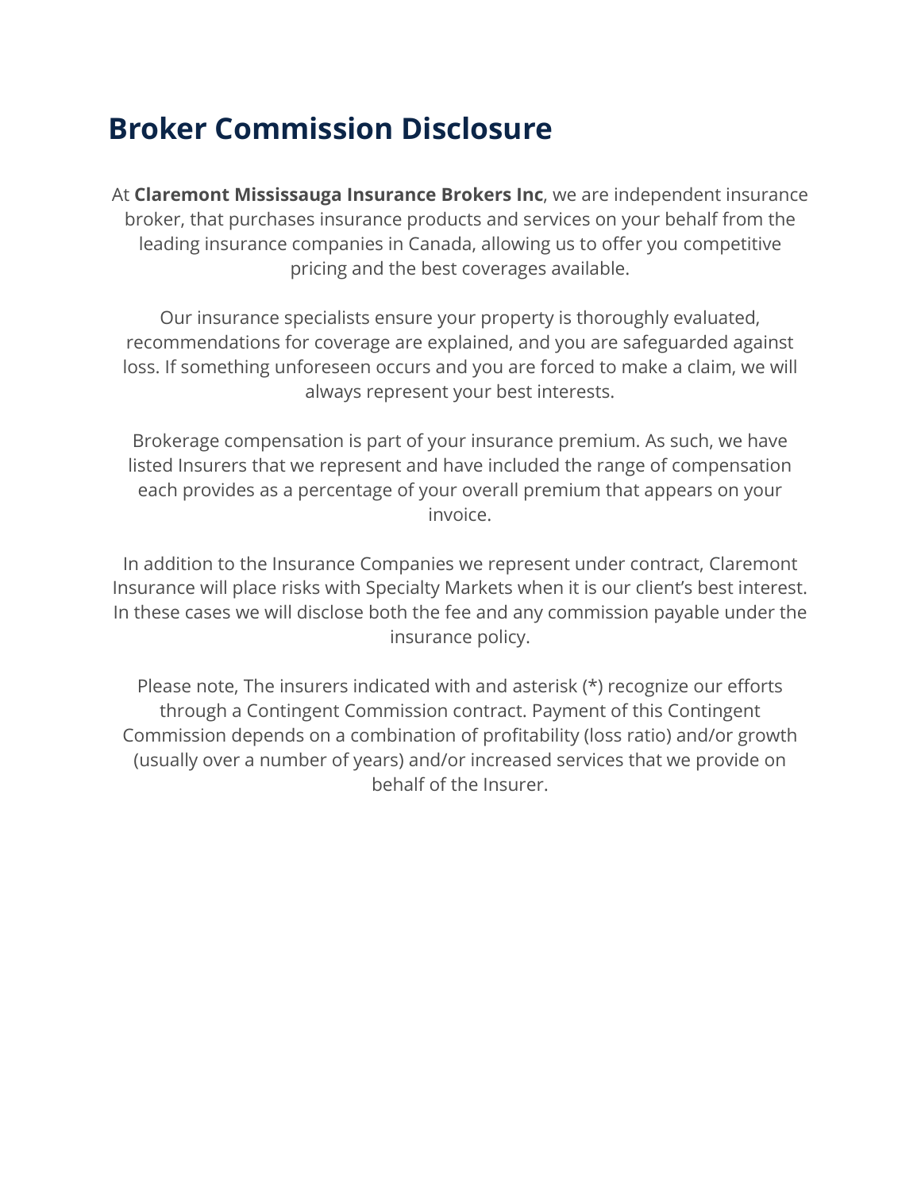# Broker Commission Disclosure

At **Claremont Mississauga Insurance Brokers Inc**, we are independent insurance broker, that purchases insurance products and services on your behalf from the leading insurance companies in Canada, allowing us to offer you competitive pricing and the best coverages available.

Our insurance specialists ensure your property is thoroughly evaluated, recommendations for coverage are explained, and you are safeguarded against loss. If something unforeseen occurs and you are forced to make a claim, we will always represent your best interests.

Brokerage compensation is part of your insurance premium. As such, we have listed Insurers that we represent and have included the range of compensation each provides as a percentage of your overall premium that appears on your invoice.

In addition to the Insurance Companies we represent under contract, Claremont Insurance will place risks with Specialty Markets when it is our client's best interest. In these cases we will disclose both the fee and any commission payable under the insurance policy.

Please note, The insurers indicated with and asterisk (*) recognize our efforts through a Contingent Commission contract. Payment of this Contingent Commission depends on a combination of profitability (loss ratio) and/or growth (usually over a number of years) and/or increased services that we provide on behalf of the Insurer.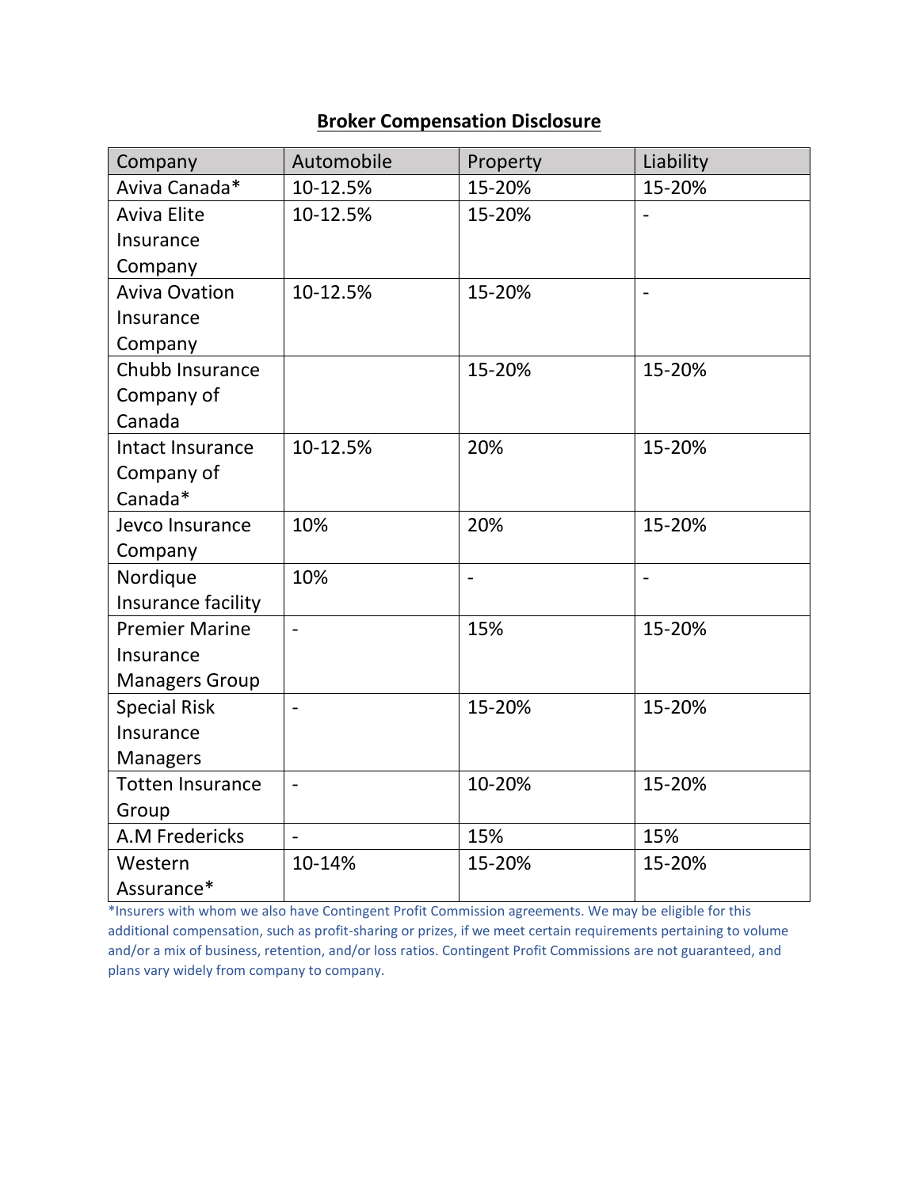**Broker Compensation Disclosure**

| Company | Automobile | Property | Liability |
|---|---|---|---|
| Aviva Canada* | 10-12.5% | 15-20% | 15-20% |
| Aviva Elite Insurance Company | 10-12.5% | 15-20% | - |
| Aviva Ovation Insurance Company | 10-12.5% | 15-20% | - |
| Chubb Insurance Company of Canada | | 15-20% | 15-20% |
| Intact Insurance Company of Canada* | 10-12.5% | 20% | 15-20% |
| Jevco Insurance Company | 10% | 20% | 15-20% |
| Nordique Insurance facility | 10% | - | - |
| Premier Marine Insurance Managers Group | - | 15% | 15-20% |
| Special Risk Insurance Managers | - | 15-20% | 15-20% |
| Totten Insurance Group | - | 10-20% | 15-20% |
| A.M Fredericks | - | 15% | 15% |
| Western Assurance* | 10-14% | 15-20% | 15-20% |

*Insurers with whom we also have Contingent Profit Commission agreements. We may be eligible for this additional compensation, such as profit-sharing or prizes, if we meet certain requirements pertaining to volume and/or a mix of business, retention, and/or loss ratios. Contingent Profit Commissions are not guaranteed, and plans vary widely from company to company.